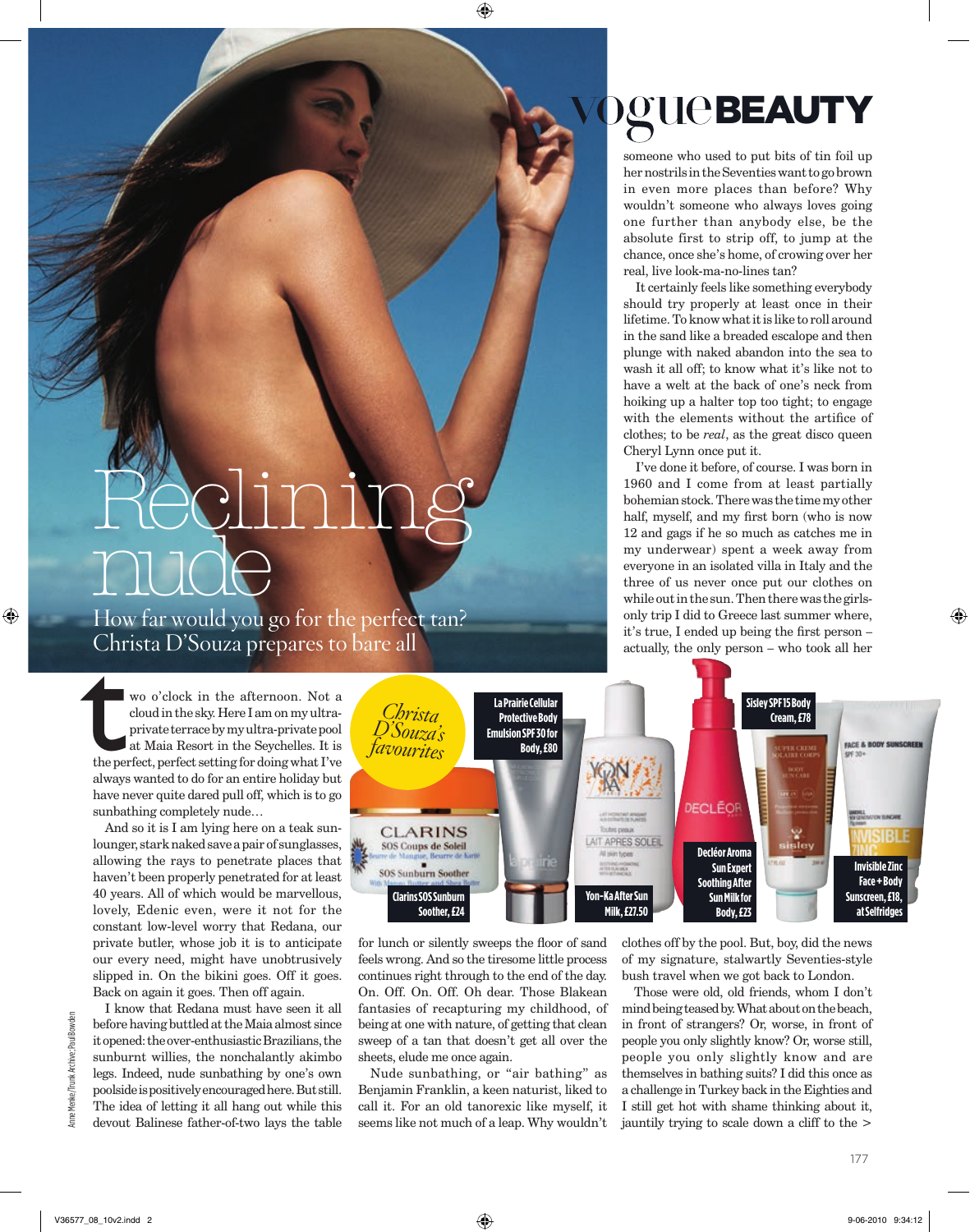# Reclining nude

How far would you go for the perfect tan? Christa D'Souza prepares to bare all

Two o'clock in the afternoon. Not a cloud in the sky. Here I am on my ultra-private terrace by my ultra-private pool at Maia Resort in the Seychelles. It is the perfect, perfect setting for doing what I've always wanted to do for an entire holiday but have never quite dared pull off, which is to go sunbathing completely nude…

And so it is I am lying here on a teak sun-lounger, stark naked save a pair of sunglasses, allowing the rays to penetrate places that haven't been properly penetrated for at least 40 years. All of which would be marvellous, lovely, Edenic even, were it not for the constant low-level worry that Redana, our private butler, whose job it is to anticipate our every need, might have unobtrusively slipped in. On the bikini goes. Off it goes. Back on again it goes. Then off again.

I know that Redana must have seen it all before having buttled at the Maia almost since it opened: the over-enthusiastic Brazilians, the sunburnt willies, the nonchalantly akimbo legs. Indeed, nude sunbathing by one's own poolside is positively encouraged here. But still. The idea of letting it all hang out while this devout Balinese father-of-two lays the table for lunch or silently sweeps the floor of sand feels wrong. And so the tiresome little process continues right through to the end of the day. On. Off. On. Off. Oh dear. Those Blakean fantasies of recapturing my childhood, of being at one with nature, of getting that clean sweep of a tan that doesn't get all over the sheets, elude me once again.

Nude sunbathing, or "air bathing" as Benjamin Franklin, a keen naturist, liked to call it. For an old tanorexic like myself, it seems like not much of a leap. Why wouldn't someone who used to put bits of tin foil up her nostrils in the Seventies want to go brown in even more places than before? Why wouldn't someone who always loves going one further than anybody else, be the absolute first to strip off, to jump at the chance, once she's home, of crowing over her real, live look-ma-no-lines tan?

It certainly feels like something everybody should try properly at least once in their lifetime. To know what it is like to roll around in the sand like a breaded escalope and then plunge with naked abandon into the sea to wash it all off; to know what it's like not to have a welt at the back of one's neck from hoiking up a halter top too tight; to engage with the elements without the artifice of clothes; to be *real*, as the great disco queen Cheryl Lynn once put it.

I've done it before, of course. I was born in 1960 and I come from at least partially bohemian stock. There was the time my other half, myself, and my first born (who is now 12 and gags if he so much as catches me in my underwear) spent a week away from everyone in an isolated villa in Italy and the three of us never once put our clothes on while out in the sun. Then there was the girls-only trip I did to Greece last summer where, it's true, I ended up being the first person – actually, the only person – who took all her clothes off by the pool. But, boy, did the news of my signature, stalwartly Seventies-style bush travel when we got back to London.

Those were old, old friends, whom I don't mind being teased by. What about on the beach, in front of strangers? Or, worse, in front of people you only slightly know? Or, worse still, people you only slightly know and are themselves in bathing suits? I did this once as a challenge in Turkey back in the Eighties and I still get hot with shame thinking about it, jauntily trying to scale down a cliff to the >

## Christa D'Souza's favourites

- La Prairie Cellular Protective Body Emulsion SPF 30 for Body, £80
- Sisley SPF 15 Body Cream, £78
- Clarins SOS Sunburn Soother, £24
- Yon-Ka After Sun Milk, £27.50
- Decléor Aroma Sun Expert Soothing After Sun Milk for Body, £23
- Invisible Zinc Face + Body Sunscreen, £18, at Selfridges

Anne Menke/Trunk Archive; Paul Bowden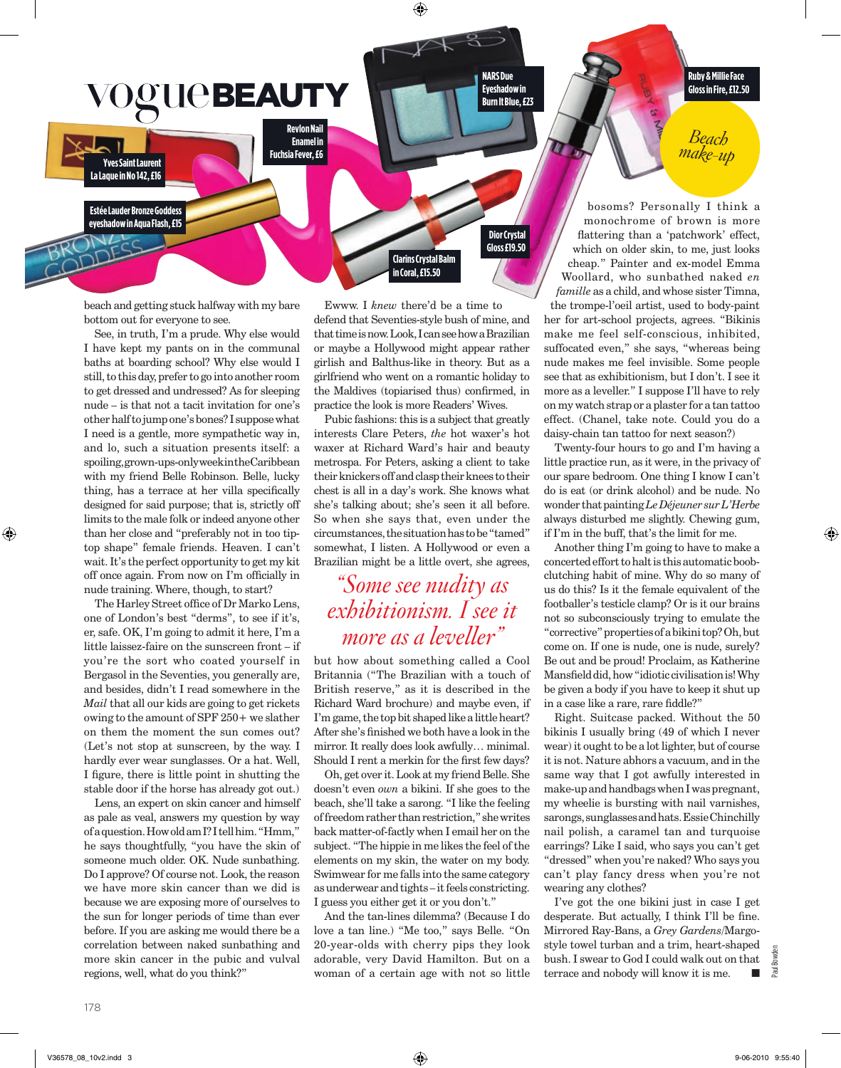# vogue BEAUTY

Yves Saint Laurent La Laque in No 142, £16

Revlon Nail Enamel in Fuchsia Fever, £6

NARS Duo Eyeshadow in Burn It Blue, £23

Ruby & Millie Face Gloss in Fire, £12.50

*Beach make-up*

Estée Lauder Bronze Goddess eyeshadow in Aqua Flash, £15

Clarins Crystal Balm in Coral, £15.50

Dior Crystal Gloss £19.50

beach and getting stuck halfway with my bare bottom out for everyone to see.

See, in truth, I'm a prude. Why else would I have kept my pants on in the communal baths at boarding school? Why else would I still, to this day, prefer to go into another room to get dressed and undressed? As for sleeping nude – is that not a tacit invitation for one's other half to jump one's bones? I suppose what I need is a gentle, more sympathetic way in, and lo, such a situation presents itself: a spoiling, grown-ups-only week in the Caribbean with my friend Belle Robinson. Belle, lucky thing, has a terrace at her villa specifically designed for said purpose; that is, strictly off limits to the male folk or indeed anyone other than her close and "preferably not in too tip-top shape" female friends. Heaven. I can't wait. It's the perfect opportunity to get my kit off once again. From now on I'm officially in nude training. Where, though, to start?

The Harley Street office of Dr Marko Lens, one of London's best "derms", to see if it's, er, safe. OK, I'm going to admit it here, I'm a little laissez-faire on the sunscreen front – if you're the sort who coated yourself in Bergasol in the Seventies, you generally are, and besides, didn't I read somewhere in the *Mail* that all our kids are going to get rickets owing to the amount of SPF 250+ we slather on them the moment the sun comes out? (Let's not stop at sunscreen, by the way. I hardly ever wear sunglasses. Or a hat. Well, I figure, there is little point in shutting the stable door if the horse has already got out.)

Lens, an expert on skin cancer and himself as pale as veal, answers my question by way of a question. How old am I? I tell him. "Hmm," he says thoughtfully, "you have the skin of someone much older. OK. Nude sunbathing. Do I approve? Of course not. Look, the reason we have more skin cancer than we did is because we are exposing more of ourselves to the sun for longer periods of time than ever before. If you are asking me would there be a correlation between naked sunbathing and more skin cancer in the pubic and vulval regions, well, what do you think?"

Ewww. I *knew* there'd be a time to defend that Seventies-style bush of mine, and that time is now. Look, I can see how a Brazilian or maybe a Hollywood might appear rather girlish and Balthus-like in theory. But as a girlfriend who went on a romantic holiday to the Maldives (topiarised thus) confirmed, in practice the look is more Readers' Wives.

Pubic fashions: this is a subject that greatly interests Clare Peters, *the* hot waxer's hot waxer at Richard Ward's hair and beauty metrespa. For Peters, asking a client to take their knickers off and clasp their knees to their chest is all in a day's work. She knows what she's talking about; she's seen it all before. So when she says that, even under the circumstances, the situation has to be "tamed" somewhat, I listen. A Hollywood or even a Brazilian might be a little overt, she agrees,

> *"Some see nudity as exhibitionism. I see it more as a leveller"*

but how about something called a Cool Britannia ("The Brazilian with a touch of British reserve," as it is described in the Richard Ward brochure) and maybe even, if I'm game, the top bit shaped like a little heart? After she's finished we both have a look in the mirror. It really does look awfully… minimal. Should I rent a merkin for the first few days?

Oh, get over it. Look at my friend Belle. She doesn't even *own* a bikini. If she goes to the beach, she'll take a sarong. "I like the feeling of freedom rather than restriction," she writes back matter-of-factly when I email her on the subject. "The hippie in me likes the feel of the elements on my skin, the water on my body. Swimwear for me falls into the same category as underwear and tights – it feels constricting. I guess you either get it or you don't."

And the tan-lines dilemma? (Because I do love a tan line.) "Me too," says Belle. "On 20-year-olds with cherry pips they look adorable, very David Hamilton. But on a woman of a certain age with not so little bosoms? Personally I think a monochrome of brown is more flattering than a 'patchwork' effect, which on older skin, to me, just looks cheap." Painter and ex-model Emma Woollard, who sunbathed naked *en famille* as a child, and whose sister Timna, the trompe-l'oeil artist, used to body-paint her for art-school projects, agrees. "Bikinis make me feel self-conscious, inhibited, suffocated even," she says, "whereas being nude makes me feel invisible. Some people see that as exhibitionism, but I don't. I see it more as a leveller." I suppose I'll have to rely on my watch strap or a plaster for a tan tattoo effect. (Chanel, take note. Could you do a daisy-chain tan tattoo for next season?)

Twenty-four hours to go and I'm having a little practice run, as it were, in the privacy of our spare bedroom. One thing I know I can't do is eat (or drink alcohol) and be nude. No wonder that painting *Le Déjeuner sur L'Herbe* always disturbed me slightly. Chewing gum, if I'm in the buff, that's the limit for me.

Another thing I'm going to have to make a concerted effort to halt is this automatic boob-clutching habit of mine. Why do so many of us do this? Is it the female equivalent of the footballer's testicle clamp? Or is it our brains not so subconsciously trying to emulate the "corrective" properties of a bikini top? Oh, but come on. If one is nude, one is nude, surely? Be out and be proud! Proclaim, as Katherine Mansfield did, how "idiotic civilisation is! Why be given a body if you have to keep it shut up in a case like a rare, rare fiddle?"

Right. Suitcase packed. Without the 50 bikinis I usually bring (49 of which I never wear) it ought to be a lot lighter, but of course it is not. Nature abhors a vacuum, and in the same way that I got awfully interested in make-up and handbags when I was pregnant, my wheelie is bursting with nail varnishes, sarongs, sunglasses and hats. Essie Chinchilly nail polish, a caramel tan and turquoise earrings? Like I said, who says you can't get "dressed" when you're naked? Who says you can't play fancy dress when you're not wearing any clothes?

I've got the one bikini just in case I get desperate. But actually, I think I'll be fine. Mirrored Ray-Bans, a *Grey Gardens*/Margo-style towel turban and a trim, heart-shaped bush. I swear to God I could walk out on that terrace and nobody will know it is me. ■

Paul Bowden